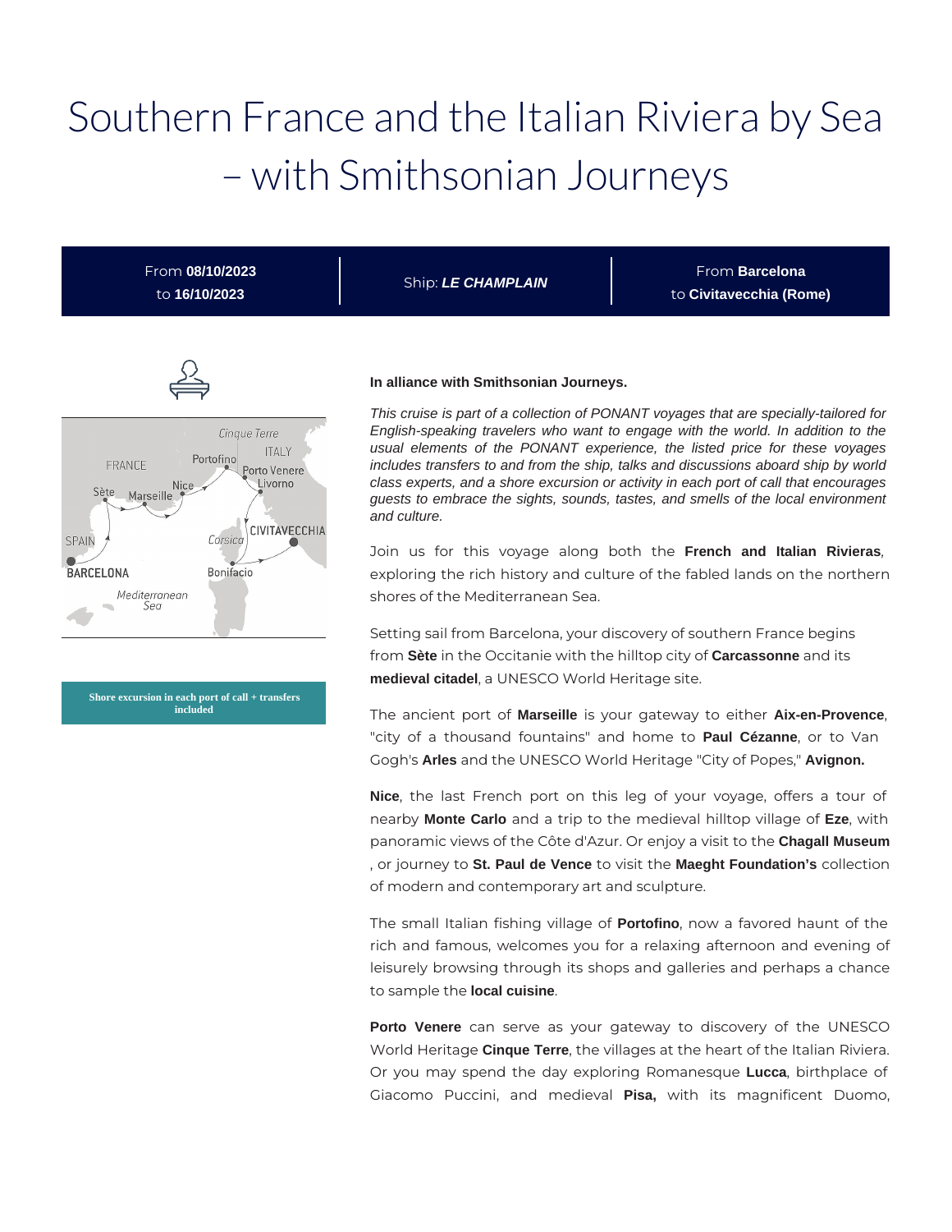# Southern France and the Italian Riviera by Sea – with Smithsonian Journeys

From **08/10/2023** to **16/10/2023**

Ship: ***LE CHAMPLAIN***

From **Barcelona** to **Civitavecchia (Rome)**

**Shore excursion in each port of call + transfers included**

**In alliance with Smithsonian Journeys.**

*This cruise is part of a collection of PONANT voyages that are specially-tailored for English-speaking travelers who want to engage with the world. In addition to the usual elements of the PONANT experience, the listed price for these voyages includes transfers to and from the ship, talks and discussions aboard ship by world class experts, and a shore excursion or activity in each port of call that encourages guests to embrace the sights, sounds, tastes, and smells of the local environment and culture.*

Join us for this voyage along both the **French and Italian Rivieras**, exploring the rich history and culture of the fabled lands on the northern shores of the Mediterranean Sea.

Setting sail from Barcelona, your discovery of southern France begins from **Sète** in the Occitanie with the hilltop city of **Carcassonne** and its **medieval citadel**, a UNESCO World Heritage site.

The ancient port of **Marseille** is your gateway to either **Aix-en-Provence**, "city of a thousand fountains" and home to **Paul Cézanne**, or to Van Gogh's **Arles** and the UNESCO World Heritage "City of Popes," **Avignon.**

**Nice**, the last French port on this leg of your voyage, offers a tour of nearby **Monte Carlo** and a trip to the medieval hilltop village of **Eze**, with panoramic views of the Côte d'Azur. Or enjoy a visit to the **Chagall Museum** , or journey to **St. Paul de Vence** to visit the **Maeght Foundation's** collection of modern and contemporary art and sculpture.

The small Italian fishing village of **Portofino**, now a favored haunt of the rich and famous, welcomes you for a relaxing afternoon and evening of leisurely browsing through its shops and galleries and perhaps a chance to sample the **local cuisine**.

**Porto Venere** can serve as your gateway to discovery of the UNESCO World Heritage **Cinque Terre**, the villages at the heart of the Italian Riviera. Or you may spend the day exploring Romanesque **Lucca**, birthplace of Giacomo Puccini, and medieval **Pisa,** with its magnificent Duomo,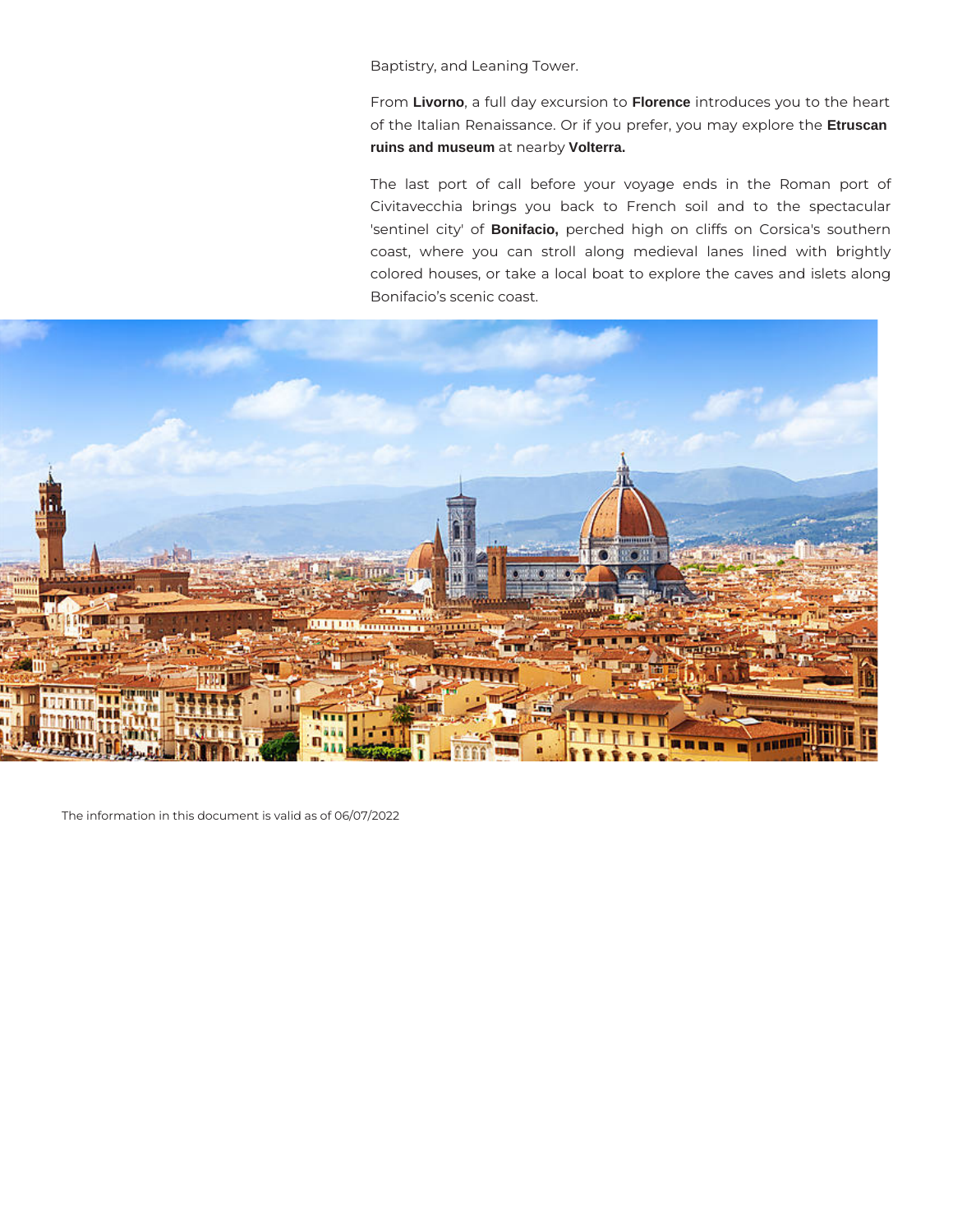Baptistry, and Leaning Tower.

From **Livorno**, a full day excursion to **Florence** introduces you to the heart of the Italian Renaissance. Or if you prefer, you may explore the **Etruscan ruins and museum** at nearby **Volterra.**

The last port of call before your voyage ends in the Roman port of Civitavecchia brings you back to French soil and to the spectacular 'sentinel city' of **Bonifacio,** perched high on cliffs on Corsica's southern coast, where you can stroll along medieval lanes lined with brightly colored houses, or take a local boat to explore the caves and islets along Bonifacio's scenic coast.

The information in this document is valid as of 06/07/2022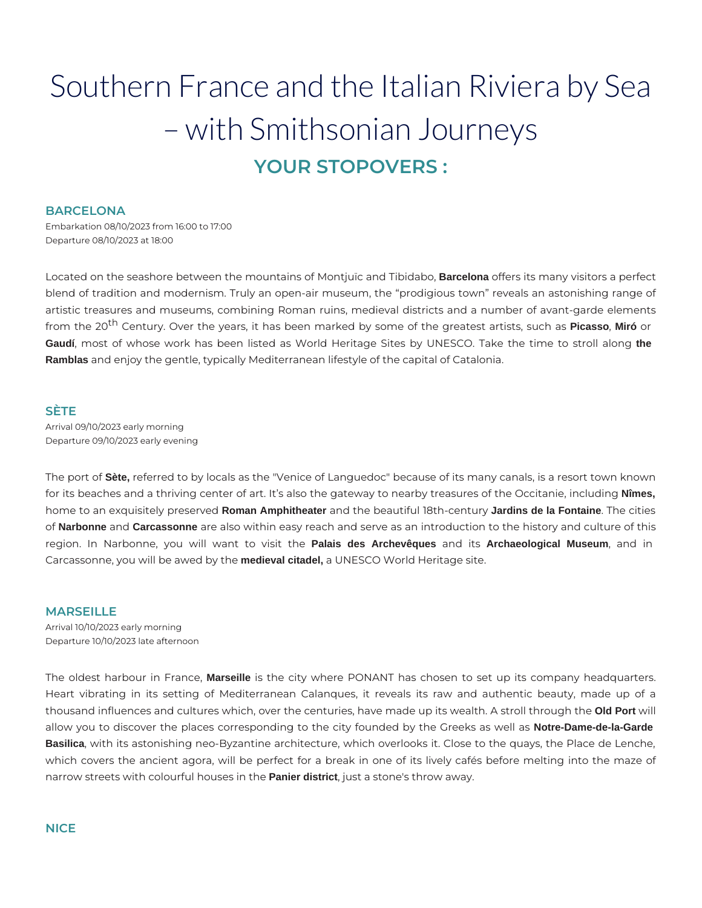# Southern France and the Italian Riviera by Sea – with Smithsonian Journeys

## YOUR STOPOVERS :

### BARCELONA

Embarkation 08/10/2023 from 16:00 to 17:00
Departure 08/10/2023 at 18:00

Located on the seashore between the mountains of Montjuïc and Tibidabo, **Barcelona** offers its many visitors a perfect blend of tradition and modernism. Truly an open-air museum, the "prodigious town" reveals an astonishing range of artistic treasures and museums, combining Roman ruins, medieval districts and a number of avant-garde elements from the 20th Century. Over the years, it has been marked by some of the greatest artists, such as **Picasso**, **Miró** or **Gaudí**, most of whose work has been listed as World Heritage Sites by UNESCO. Take the time to stroll along **the Ramblas** and enjoy the gentle, typically Mediterranean lifestyle of the capital of Catalonia.

### SÈTE

Arrival 09/10/2023 early morning
Departure 09/10/2023 early evening

The port of **Sète,** referred to by locals as the "Venice of Languedoc" because of its many canals, is a resort town known for its beaches and a thriving center of art. It's also the gateway to nearby treasures of the Occitanie, including **Nîmes,** home to an exquisitely preserved **Roman Amphitheater** and the beautiful 18th-century **Jardins de la Fontaine**. The cities of **Narbonne** and **Carcassonne** are also within easy reach and serve as an introduction to the history and culture of this region. In Narbonne, you will want to visit the **Palais des Archevêques** and its **Archaeological Museum**, and in Carcassonne, you will be awed by the **medieval citadel,** a UNESCO World Heritage site.

### MARSEILLE

Arrival 10/10/2023 early morning
Departure 10/10/2023 late afternoon

The oldest harbour in France, **Marseille** is the city where PONANT has chosen to set up its company headquarters. Heart vibrating in its setting of Mediterranean Calanques, it reveals its raw and authentic beauty, made up of a thousand influences and cultures which, over the centuries, have made up its wealth. A stroll through the **Old Port** will allow you to discover the places corresponding to the city founded by the Greeks as well as **Notre-Dame-de-la-Garde Basilica**, with its astonishing neo-Byzantine architecture, which overlooks it. Close to the quays, the Place de Lenche, which covers the ancient agora, will be perfect for a break in one of its lively cafés before melting into the maze of narrow streets with colourful houses in the **Panier district**, just a stone's throw away.

### NICE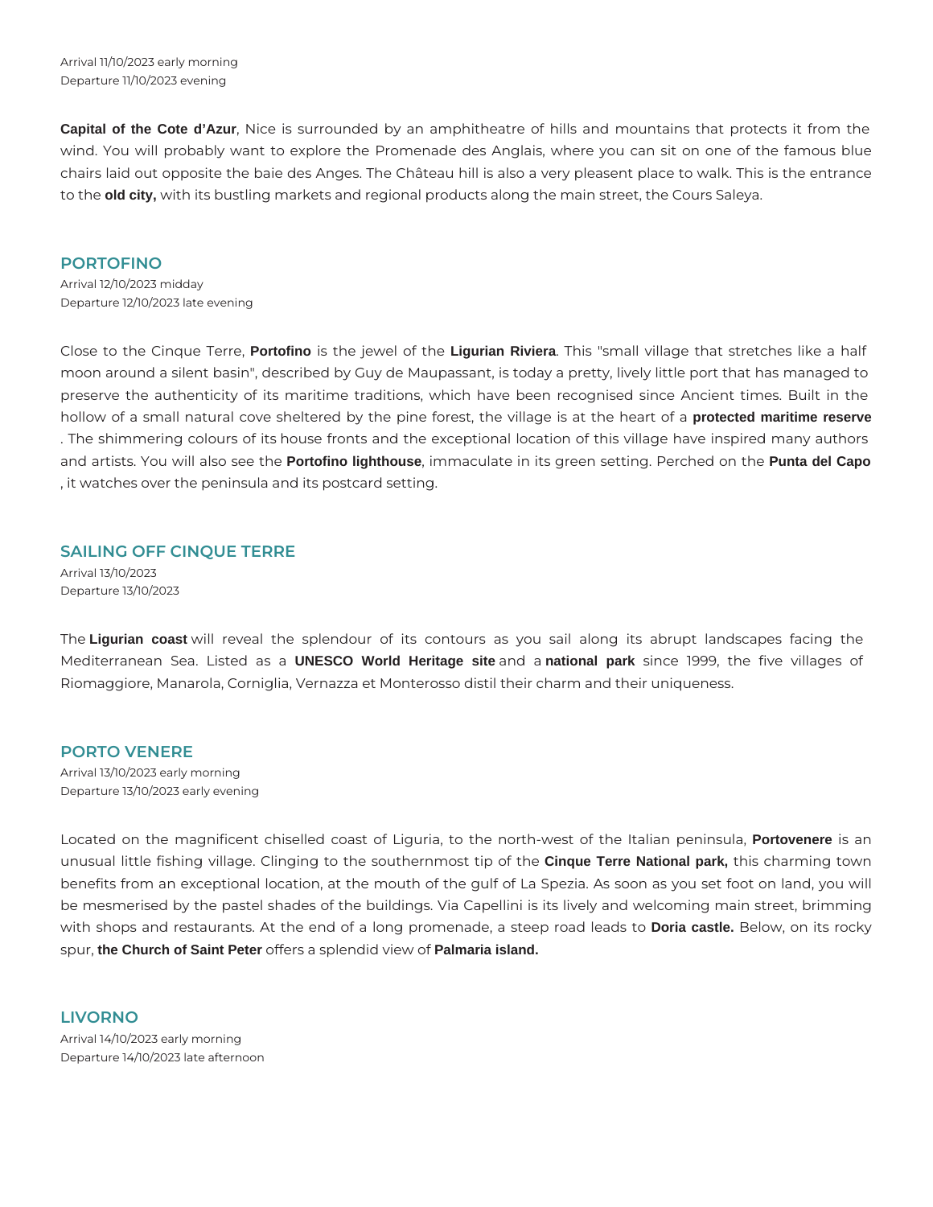Arrival 11/10/2023 early morning
Departure 11/10/2023 evening

**Capital of the Cote d'Azur**, Nice is surrounded by an amphitheatre of hills and mountains that protects it from the wind. You will probably want to explore the Promenade des Anglais, where you can sit on one of the famous blue chairs laid out opposite the baie des Anges. The Château hill is also a very pleasent place to walk. This is the entrance to the **old city,** with its bustling markets and regional products along the main street, the Cours Saleya.

## PORTOFINO

Arrival 12/10/2023 midday
Departure 12/10/2023 late evening

Close to the Cinque Terre, **Portofino** is the jewel of the **Ligurian Riviera**. This "small village that stretches like a half moon around a silent basin", described by Guy de Maupassant, is today a pretty, lively little port that has managed to preserve the authenticity of its maritime traditions, which have been recognised since Ancient times. Built in the hollow of a small natural cove sheltered by the pine forest, the village is at the heart of a **protected maritime reserve**. The shimmering colours of its house fronts and the exceptional location of this village have inspired many authors and artists. You will also see the **Portofino lighthouse**, immaculate in its green setting. Perched on the **Punta del Capo**, it watches over the peninsula and its postcard setting.

## SAILING OFF CINQUE TERRE

Arrival 13/10/2023
Departure 13/10/2023

The **Ligurian coast** will reveal the splendour of its contours as you sail along its abrupt landscapes facing the Mediterranean Sea. Listed as a **UNESCO World Heritage site** and a **national park** since 1999, the five villages of Riomaggiore, Manarola, Corniglia, Vernazza et Monterosso distil their charm and their uniqueness.

## PORTO VENERE

Arrival 13/10/2023 early morning
Departure 13/10/2023 early evening

Located on the magnificent chiselled coast of Liguria, to the north-west of the Italian peninsula, **Portovenere** is an unusual little fishing village. Clinging to the southernmost tip of the **Cinque Terre National park,** this charming town benefits from an exceptional location, at the mouth of the gulf of La Spezia. As soon as you set foot on land, you will be mesmerised by the pastel shades of the buildings. Via Capellini is its lively and welcoming main street, brimming with shops and restaurants. At the end of a long promenade, a steep road leads to **Doria castle.** Below, on its rocky spur, **the Church of Saint Peter** offers a splendid view of **Palmaria island.**

## LIVORNO

Arrival 14/10/2023 early morning
Departure 14/10/2023 late afternoon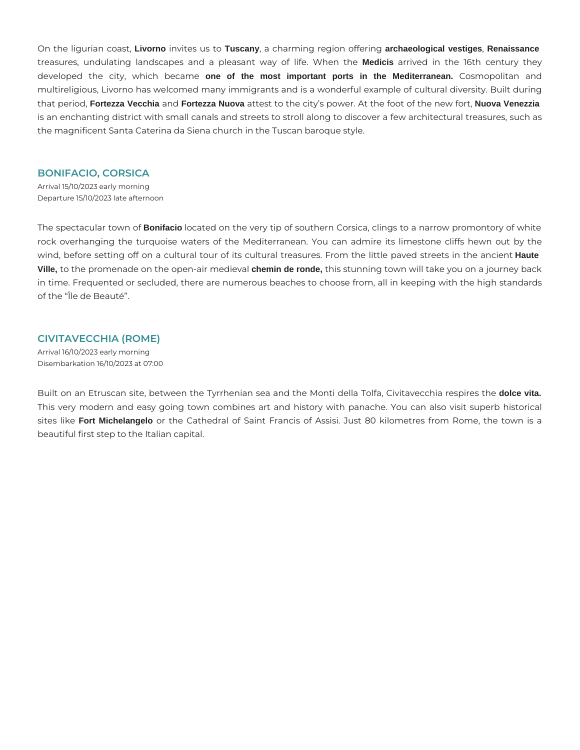On the ligurian coast, **Livorno** invites us to **Tuscany**, a charming region offering **archaeological vestiges**, **Renaissance** treasures, undulating landscapes and a pleasant way of life. When the **Medicis** arrived in the 16th century they developed the city, which became **one of the most important ports in the Mediterranean.** Cosmopolitan and multireligious, Livorno has welcomed many immigrants and is a wonderful example of cultural diversity. Built during that period, **Fortezza Vecchia** and **Fortezza Nuova** attest to the city's power. At the foot of the new fort, **Nuova Venezzia** is an enchanting district with small canals and streets to stroll along to discover a few architectural treasures, such as the magnificent Santa Caterina da Siena church in the Tuscan baroque style.

## BONIFACIO, CORSICA

Arrival 15/10/2023 early morning
Departure 15/10/2023 late afternoon

The spectacular town of **Bonifacio** located on the very tip of southern Corsica, clings to a narrow promontory of white rock overhanging the turquoise waters of the Mediterranean. You can admire its limestone cliffs hewn out by the wind, before setting off on a cultural tour of its cultural treasures. From the little paved streets in the ancient **Haute Ville,** to the promenade on the open-air medieval **chemin de ronde,** this stunning town will take you on a journey back in time. Frequented or secluded, there are numerous beaches to choose from, all in keeping with the high standards of the "Île de Beauté".

## CIVITAVECCHIA (ROME)

Arrival 16/10/2023 early morning
Disembarkation 16/10/2023 at 07:00

Built on an Etruscan site, between the Tyrrhenian sea and the Monti della Tolfa, Civitavecchia respires the **dolce vita.** This very modern and easy going town combines art and history with panache. You can also visit superb historical sites like **Fort Michelangelo** or the Cathedral of Saint Francis of Assisi. Just 80 kilometres from Rome, the town is a beautiful first step to the Italian capital.